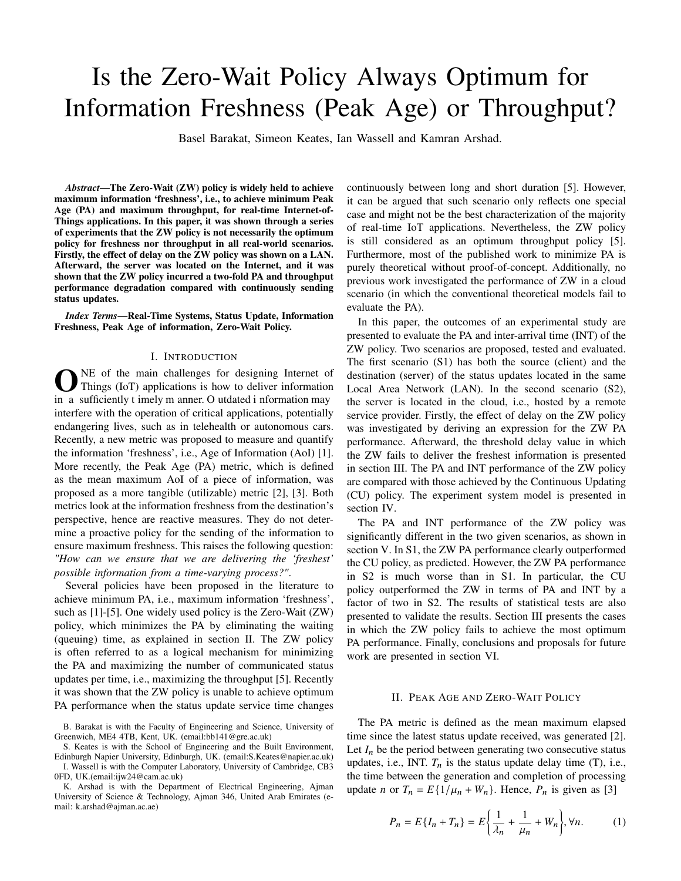# Is the Zero-Wait Policy Always Optimum for Information Freshness (Peak Age) or Throughput?

Basel Barakat, Simeon Keates, Ian Wassell and Kamran Arshad.

***Abstract*—The Zero-Wait (ZW) policy is widely held to achieve maximum information 'freshness', i.e., to achieve minimum Peak Age (PA) and maximum throughput, for real-time Internet-of-Things applications. In this paper, it was shown through a series of experiments that the ZW policy is not necessarily the optimum policy for freshness nor throughput in all real-world scenarios. Firstly, the effect of delay on the ZW policy was shown on a LAN. Afterward, the server was located on the Internet, and it was shown that the ZW policy incurred a two-fold PA and throughput performance degradation compared with continuously sending status updates.**

***Index Terms*—Real-Time Systems, Status Update, Information Freshness, Peak Age of information, Zero-Wait Policy.**

## I. Introduction

ONE of the main challenges for designing Internet of Things (IoT) applications is how to deliver information in a sufficiently t imely m anner. O utdated i nformation may interfere with the operation of critical applications, potentially endangering lives, such as in telehealth or autonomous cars. Recently, a new metric was proposed to measure and quantify the information 'freshness', i.e., Age of Information (AoI) [1]. More recently, the Peak Age (PA) metric, which is defined as the mean maximum AoI of a piece of information, was proposed as a more tangible (utilizable) metric [2], [3]. Both metrics look at the information freshness from the destination's perspective, hence are reactive measures. They do not determine a proactive policy for the sending of the information to ensure maximum freshness. This raises the following question: *"How can we ensure that we are delivering the 'freshest' possible information from a time-varying process?"*.

Several policies have been proposed in the literature to achieve minimum PA, i.e., maximum information 'freshness', such as [1]-[5]. One widely used policy is the Zero-Wait (ZW) policy, which minimizes the PA by eliminating the waiting (queuing) time, as explained in section II. The ZW policy is often referred to as a logical mechanism for minimizing the PA and maximizing the number of communicated status updates per time, i.e., maximizing the throughput [5]. Recently it was shown that the ZW policy is unable to achieve optimum PA performance when the status update service time changes continuously between long and short duration [5]. However, it can be argued that such scenario only reflects one special case and might not be the best characterization of the majority of real-time IoT applications. Nevertheless, the ZW policy is still considered as an optimum throughput policy [5]. Furthermore, most of the published work to minimize PA is purely theoretical without proof-of-concept. Additionally, no previous work investigated the performance of ZW in a cloud scenario (in which the conventional theoretical models fail to evaluate the PA).

In this paper, the outcomes of an experimental study are presented to evaluate the PA and inter-arrival time (INT) of the ZW policy. Two scenarios are proposed, tested and evaluated. The first scenario (S1) has both the source (client) and the destination (server) of the status updates located in the same Local Area Network (LAN). In the second scenario (S2), the server is located in the cloud, i.e., hosted by a remote service provider. Firstly, the effect of delay on the ZW policy was investigated by deriving an expression for the ZW PA performance. Afterward, the threshold delay value in which the ZW fails to deliver the freshest information is presented in section III. The PA and INT performance of the ZW policy are compared with those achieved by the Continuous Updating (CU) policy. The experiment system model is presented in section IV.

The PA and INT performance of the ZW policy was significantly different in the two given scenarios, as shown in section V. In S1, the ZW PA performance clearly outperformed the CU policy, as predicted. However, the ZW PA performance in S2 is much worse than in S1. In particular, the CU policy outperformed the ZW in terms of PA and INT by a factor of two in S2. The results of statistical tests are also presented to validate the results. Section III presents the cases in which the ZW policy fails to achieve the most optimum PA performance. Finally, conclusions and proposals for future work are presented in section VI.

B. Barakat is with the Faculty of Engineering and Science, University of Greenwich, ME4 4TB, Kent, UK. (email:bb141@gre.ac.uk)

S. Keates is with the School of Engineering and the Built Environment, Edinburgh Napier University, Edinburgh, UK. (email:S.Keates@napier.ac.uk)

I. Wassell is with the Computer Laboratory, University of Cambridge, CB3 0FD, UK.(email:ijw24@cam.ac.uk)

K. Arshad is with the Department of Electrical Engineering, Ajman University of Science & Technology, Ajman 346, United Arab Emirates (e-mail: k.arshad@ajman.ac.ae)

## II. Peak Age and Zero-Wait Policy

The PA metric is defined as the mean maximum elapsed time since the latest status update received, was generated [2]. Let $I_n$ be the period between generating two consecutive status updates, i.e., INT. $T_n$ is the status update delay time (T), i.e., the time between the generation and completion of processing update $n$ or $T_n = E\{1/\mu_n + W_n\}$. Hence, $P_n$ is given as [3]

$$P_n = E\{I_n + T_n\} = E\left\{\frac{1}{\lambda_n} + \frac{1}{\mu_n} + W_n\right\}, \forall n. \quad (1)$$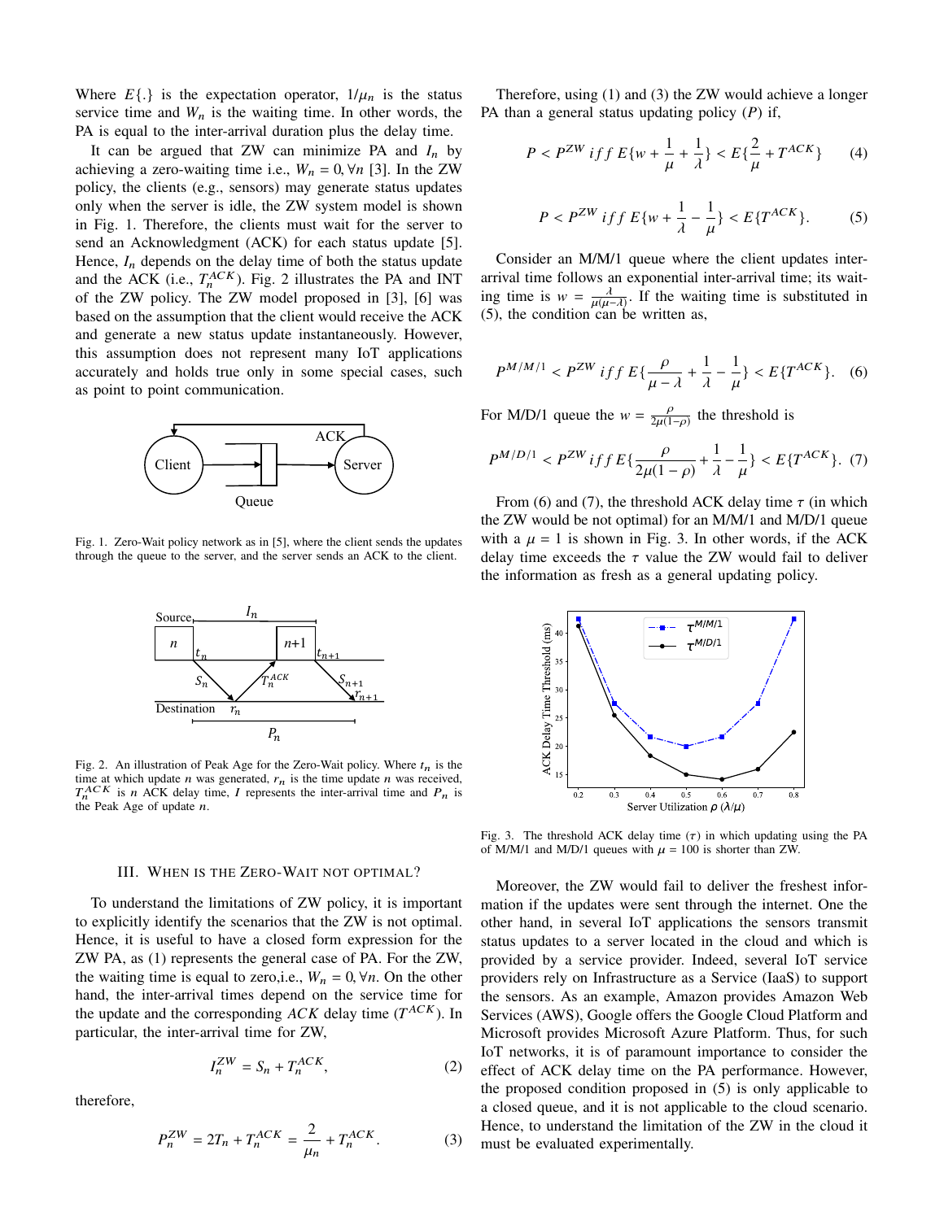Where $E\{.\}$ is the expectation operator, $1/\mu_n$ is the status service time and $W_n$ is the waiting time. In other words, the PA is equal to the inter-arrival duration plus the delay time.

It can be argued that ZW can minimize PA and $I_n$ by achieving a zero-waiting time i.e., $W_n = 0, \forall n$ [3]. In the ZW policy, the clients (e.g., sensors) may generate status updates only when the server is idle, the ZW system model is shown in Fig. 1. Therefore, the clients must wait for the server to send an Acknowledgment (ACK) for each status update [5]. Hence, $I_n$ depends on the delay time of both the status update and the ACK (i.e., $T_n^{ACK}$). Fig. 2 illustrates the PA and INT of the ZW policy. The ZW model proposed in [3], [6] was based on the assumption that the client would receive the ACK and generate a new status update instantaneously. However, this assumption does not represent many IoT applications accurately and holds true only in some special cases, such as point to point communication.

Fig. 1. Zero-Wait policy network as in [5], where the client sends the updates through the queue to the server, and the server sends an ACK to the client.

Fig. 2. An illustration of Peak Age for the Zero-Wait policy. Where $t_n$ is the time at which update $n$ was generated, $r_n$ is the time update $n$ was received, $T_n^{ACK}$ is $n$ ACK delay time, $I$ represents the inter-arrival time and $P_n$ is the Peak Age of update $n$.

## III. When is the Zero-Wait not optimal?

To understand the limitations of ZW policy, it is important to explicitly identify the scenarios that the ZW is not optimal. Hence, it is useful to have a closed form expression for the ZW PA, as (1) represents the general case of PA. For the ZW, the waiting time is equal to zero,i.e., $W_n = 0, \forall n$. On the other hand, the inter-arrival times depend on the service time for the update and the corresponding *ACK* delay time ($T^{ACK}$). In particular, the inter-arrival time for ZW,

$$I_n^{ZW} = S_n + T_n^{ACK}, \tag{2}$$

therefore,

$$P_n^{ZW} = 2T_n + T_n^{ACK} = \frac{2}{\mu_n} + T_n^{ACK}. \tag{3}$$

Therefore, using (1) and (3) the ZW would achieve a longer PA than a general status updating policy ($P$) if,

$$P < P^{ZW} \; iff \; E\{w + \frac{1}{\mu} + \frac{1}{\lambda}\} < E\{\frac{2}{\mu} + T^{ACK}\} \tag{4}$$

$$P < P^{ZW} \; iff \; E\{w + \frac{1}{\lambda} - \frac{1}{\mu}\} < E\{T^{ACK}\}. \tag{5}$$

Consider an M/M/1 queue where the client updates inter-arrival time follows an exponential inter-arrival time; its waiting time is $w = \frac{\lambda}{\mu(\mu-\lambda)}$. If the waiting time is substituted in (5), the condition can be written as,

$$P^{M/M/1} < P^{ZW} \; iff \; E\{\frac{\rho}{\mu-\lambda} + \frac{1}{\lambda} - \frac{1}{\mu}\} < E\{T^{ACK}\}. \tag{6}$$

For M/D/1 queue the $w = \frac{\rho}{2\mu(1-\rho)}$ the threshold is

$$P^{M/D/1} < P^{ZW} \; iff \; E\{\frac{\rho}{2\mu(1-\rho)} + \frac{1}{\lambda} - \frac{1}{\mu}\} < E\{T^{ACK}\}. \tag{7}$$

From (6) and (7), the threshold ACK delay time $\tau$ (in which the ZW would be not optimal) for an M/M/1 and M/D/1 queue with a $\mu = 1$ is shown in Fig. 3. In other words, if the ACK delay time exceeds the $\tau$ value the ZW would fail to deliver the information as fresh as a general updating policy.

Fig. 3. The threshold ACK delay time ($\tau$) in which updating using the PA of M/M/1 and M/D/1 queues with $\mu = 100$ is shorter than ZW.

Moreover, the ZW would fail to deliver the freshest information if the updates were sent through the internet. One the other hand, in several IoT applications the sensors transmit status updates to a server located in the cloud and which is provided by a service provider. Indeed, several IoT service providers rely on Infrastructure as a Service (IaaS) to support the sensors. As an example, Amazon provides Amazon Web Services (AWS), Google offers the Google Cloud Platform and Microsoft provides Microsoft Azure Platform. Thus, for such IoT networks, it is of paramount importance to consider the effect of ACK delay time on the PA performance. However, the proposed condition proposed in (5) is only applicable to a closed queue, and it is not applicable to the cloud scenario. Hence, to understand the limitation of the ZW in the cloud it must be evaluated experimentally.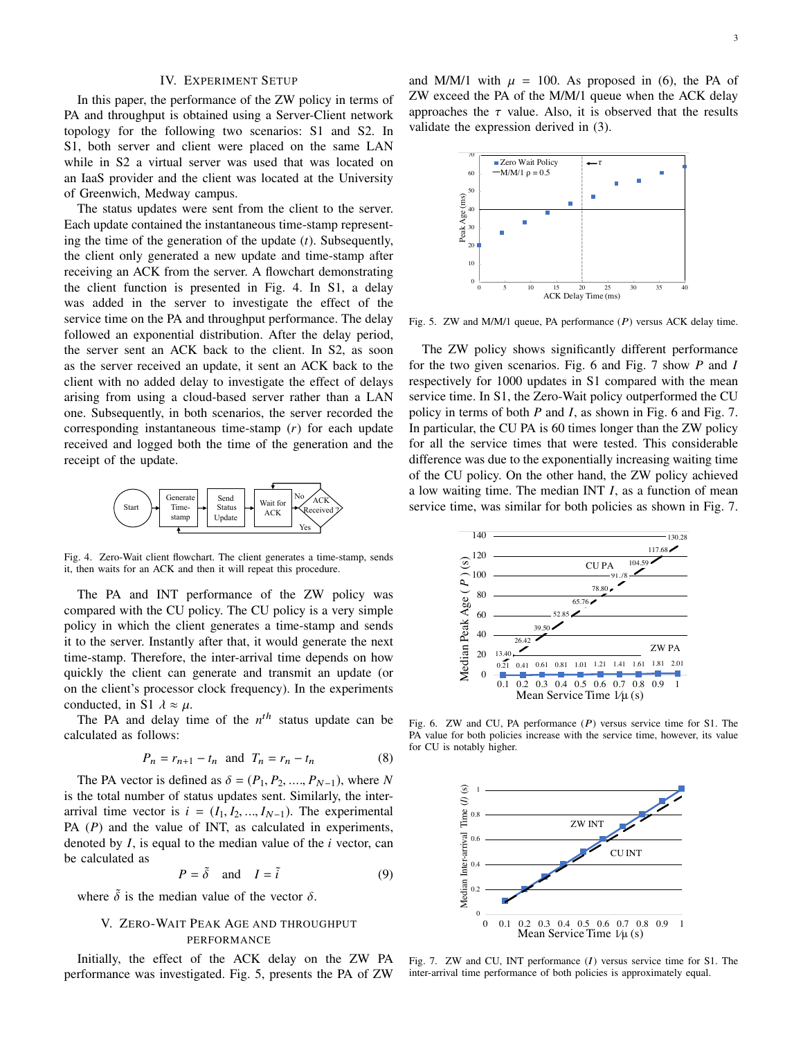## IV. Experiment Setup

In this paper, the performance of the ZW policy in terms of PA and throughput is obtained using a Server-Client network topology for the following two scenarios: S1 and S2. In S1, both server and client were placed on the same LAN while in S2 a virtual server was used that was located on an IaaS provider and the client was located at the University of Greenwich, Medway campus.

The status updates were sent from the client to the server. Each update contained the instantaneous time-stamp representing the time of the generation of the update ($t$). Subsequently, the client only generated a new update and time-stamp after receiving an ACK from the server. A flowchart demonstrating the client function is presented in Fig. 4. In S1, a delay was added in the server to investigate the effect of the service time on the PA and throughput performance. The delay followed an exponential distribution. After the delay period, the server sent an ACK back to the client. In S2, as soon as the server received an update, it sent an ACK back to the client with no added delay to investigate the effect of delays arising from using a cloud-based server rather than a LAN one. Subsequently, in both scenarios, the server recorded the corresponding instantaneous time-stamp ($r$) for each update received and logged both the time of the generation and the receipt of the update.

Fig. 4. Zero-Wait client flowchart. The client generates a time-stamp, sends it, then waits for an ACK and then it will repeat this procedure.

The PA and INT performance of the ZW policy was compared with the CU policy. The CU policy is a very simple policy in which the client generates a time-stamp and sends it to the server. Instantly after that, it would generate the next time-stamp. Therefore, the inter-arrival time depends on how quickly the client can generate and transmit an update (or on the client's processor clock frequency). In the experiments conducted, in S1 $\lambda \approx \mu$.

The PA and delay time of the $n^{th}$ status update can be calculated as follows:

$$P_n = r_{n+1} - t_n \quad \text{and} \quad T_n = r_n - t_n \tag{8}$$

The PA vector is defined as $\delta = (P_1, P_2, \ldots, P_{N-1})$, where $N$ is the total number of status updates sent. Similarly, the inter-arrival time vector is $i = (I_1, I_2, \ldots, I_{N-1})$. The experimental PA ($P$) and the value of INT, as calculated in experiments, denoted by $I$, is equal to the median value of the $i$ vector, can be calculated as

$$P = \tilde{\delta} \quad \text{and} \quad I = \tilde{i} \tag{9}$$

where $\tilde{\delta}$ is the median value of the vector $\delta$.

## V. Zero-Wait Peak Age and Throughput Performance

Initially, the effect of the ACK delay on the ZW PA performance was investigated. Fig. 5, presents the PA of ZW and M/M/1 with $\mu = 100$. As proposed in (6), the PA of ZW exceed the PA of the M/M/1 queue when the ACK delay approaches the $\tau$ value. Also, it is observed that the results validate the expression derived in (3).

Fig. 5. ZW and M/M/1 queue, PA performance ($P$) versus ACK delay time.

The ZW policy shows significantly different performance for the two given scenarios. Fig. 6 and Fig. 7 show $P$ and $I$ respectively for 1000 updates in S1 compared with the mean service time. In S1, the Zero-Wait policy outperformed the CU policy in terms of both $P$ and $I$, as shown in Fig. 6 and Fig. 7. In particular, the CU PA is 60 times longer than the ZW policy for all the service times that were tested. This considerable difference was due to the exponentially increasing waiting time of the CU policy. On the other hand, the ZW policy achieved a low waiting time. The median INT $I$, as a function of mean service time, was similar for both policies as shown in Fig. 7.

Fig. 6. ZW and CU, PA performance ($P$) versus service time for S1. The PA value for both policies increase with the service time, however, its value for CU is notably higher.

Fig. 7. ZW and CU, INT performance ($I$) versus service time for S1. The inter-arrival time performance of both policies is approximately equal.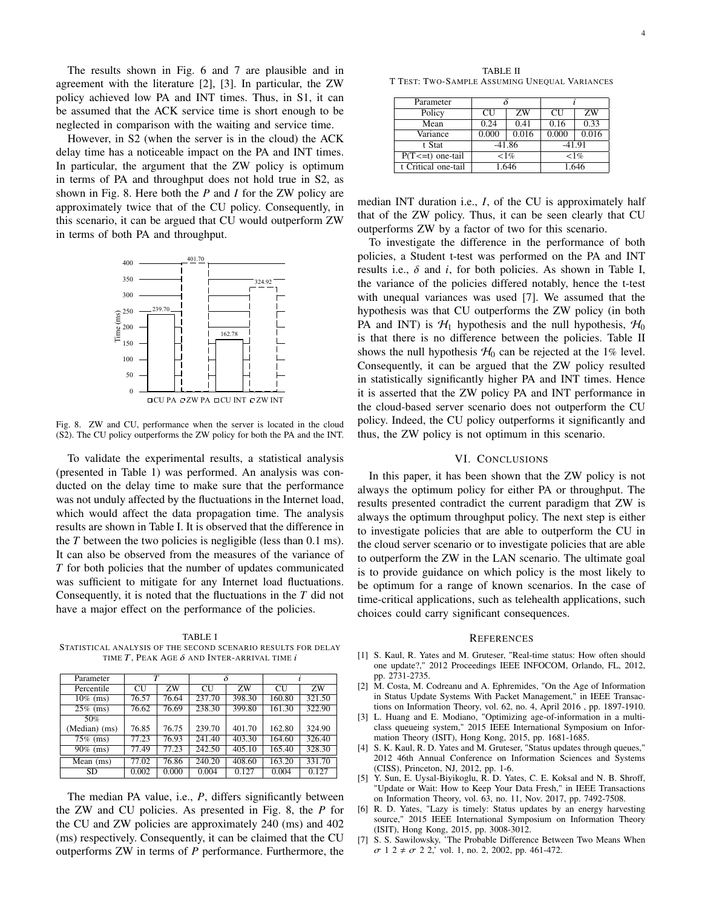The results shown in Fig. 6 and 7 are plausible and in agreement with the literature [2], [3]. In particular, the ZW policy achieved low PA and INT times. Thus, in S1, it can be assumed that the ACK service time is short enough to be neglected in comparison with the waiting and service time.

However, in S2 (when the server is in the cloud) the ACK delay time has a noticeable impact on the PA and INT times. In particular, the argument that the ZW policy is optimum in terms of PA and throughput does not hold true in S2, as shown in Fig. 8. Here both the $P$ and $I$ for the ZW policy are approximately twice that of the CU policy. Consequently, in this scenario, it can be argued that CU would outperform ZW in terms of both PA and throughput.

400
350
300
250
200
150
100
50
0
Time (ms)
239.70
401.70
162.78
324.92
CU PA ZW PA CU INT ZW INT

Fig. 8. ZW and CU, performance when the server is located in the cloud (S2). The CU policy outperforms the ZW policy for both the PA and the INT.

To validate the experimental results, a statistical analysis (presented in Table 1) was performed. An analysis was conducted on the delay time to make sure that the performance was not unduly affected by the fluctuations in the Internet load, which would affect the data propagation time. The analysis results are shown in Table I. It is observed that the difference in the $T$ between the two policies is negligible (less than 0.1 ms). It can also be observed from the measures of the variance of $T$ for both policies that the number of updates communicated was sufficient to mitigate for any Internet load fluctuations. Consequently, it is noted that the fluctuations in the $T$ did not have a major effect on the performance of the policies.

TABLE I
STATISTICAL ANALYSIS OF THE SECOND SCENARIO RESULTS FOR DELAY TIME $T$, PEAK AGE $\delta$ AND INTER-ARRIVAL TIME $i$

| Parameter | $T$ | | $\delta$ | | $i$ | |
|---|---|---|---|---|---|---|
| Percentile | CU | ZW | CU | ZW | CU | ZW |
| 10% (ms) | 76.57 | 76.64 | 237.70 | 398.30 | 160.80 | 321.50 |
| 25% (ms) | 76.62 | 76.69 | 238.30 | 399.80 | 161.30 | 322.90 |
| 50% (Median) (ms) | 76.85 | 76.75 | 239.70 | 401.70 | 162.80 | 324.90 |
| 75% (ms) | 77.23 | 76.93 | 241.40 | 403.30 | 164.60 | 326.40 |
| 90% (ms) | 77.49 | 77.23 | 242.50 | 405.10 | 165.40 | 328.30 |
| Mean (ms) | 77.02 | 76.86 | 240.20 | 408.60 | 163.20 | 331.70 |
| SD | 0.002 | 0.000 | 0.004 | 0.127 | 0.004 | 0.127 |

The median PA value, i.e., $P$, differs significantly between the ZW and CU policies. As presented in Fig. 8, the $P$ for the CU and ZW policies are approximately 240 (ms) and 402 (ms) respectively. Consequently, it can be claimed that the CU outperforms ZW in terms of $P$ performance. Furthermore, the median INT duration i.e., $I$, of the CU is approximately half that of the ZW policy. Thus, it can be seen clearly that CU outperforms ZW by a factor of two for this scenario.

TABLE II
T TEST: TWO-SAMPLE ASSUMING UNEQUAL VARIANCES

| Parameter | $\delta$ | | $i$ | |
|---|---|---|---|---|
| Policy | CU | ZW | CU | ZW |
| Mean | 0.24 | 0.41 | 0.16 | 0.33 |
| Variance | 0.000 | 0.016 | 0.000 | 0.016 |
| t Stat | -41.86 | | -41.91 | |
| P(T<=t) one-tail | <1% | | <1% | |
| t Critical one-tail | 1.646 | | 1.646 | |

To investigate the difference in the performance of both policies, a Student t-test was performed on the PA and INT results i.e., $\delta$ and $i$, for both policies. As shown in Table I, the variance of the policies differed notably, hence the t-test with unequal variances was used [7]. We assumed that the hypothesis was that CU outperforms the ZW policy (in both PA and INT) is $\mathcal{H}_1$ hypothesis and the null hypothesis, $\mathcal{H}_0$ is that there is no difference between the policies. Table II shows the null hypothesis $\mathcal{H}_0$ can be rejected at the 1% level. Consequently, it can be argued that the ZW policy resulted in statistically significantly higher PA and INT times. Hence it is asserted that the ZW policy PA and INT performance in the cloud-based server scenario does not outperform the CU policy. Indeed, the CU policy outperforms it significantly and thus, the ZW policy is not optimum in this scenario.

## VI. CONCLUSIONS

In this paper, it has been shown that the ZW policy is not always the optimum policy for either PA or throughput. The results presented contradict the current paradigm that ZW is always the optimum throughput policy. The next step is either to investigate policies that are able to outperform the CU in the cloud server scenario or to investigate policies that are able to outperform the ZW in the LAN scenario. The ultimate goal is to provide guidance on which policy is the most likely to be optimum for a range of known scenarios. In the case of time-critical applications, such as telehealth applications, such choices could carry significant consequences.

## REFERENCES

[1] S. Kaul, R. Yates and M. Gruteser, "Real-time status: How often should one update?," 2012 Proceedings IEEE INFOCOM, Orlando, FL, 2012, pp. 2731-2735.

[2] M. Costa, M. Codreanu and A. Ephremides, "On the Age of Information in Status Update Systems With Packet Management," in IEEE Transactions on Information Theory, vol. 62, no. 4, April 2016 , pp. 1897-1910.

[3] L. Huang and E. Modiano, "Optimizing age-of-information in a multi-class queueing system," 2015 IEEE International Symposium on Information Theory (ISIT), Hong Kong, 2015, pp. 1681-1685.

[4] S. K. Kaul, R. D. Yates and M. Gruteser, "Status updates through queues," 2012 46th Annual Conference on Information Sciences and Systems (CISS), Princeton, NJ, 2012, pp. 1-6.

[5] Y. Sun, E. Uysal-Biyikoglu, R. D. Yates, C. E. Koksal and N. B. Shroff, "Update or Wait: How to Keep Your Data Fresh," in IEEE Transactions on Information Theory, vol. 63, no. 11, Nov. 2017, pp. 7492-7508.

[6] R. D. Yates, "Lazy is timely: Status updates by an energy harvesting source," 2015 IEEE International Symposium on Information Theory (ISIT), Hong Kong, 2015, pp. 3008-3012.

[7] S. S. Sawilowsky, 'The Probable Difference Between Two Means When $\sigma$ 1 2 ≠ $\sigma$ 2 2,' vol. 1, no. 2, 2002, pp. 461-472.